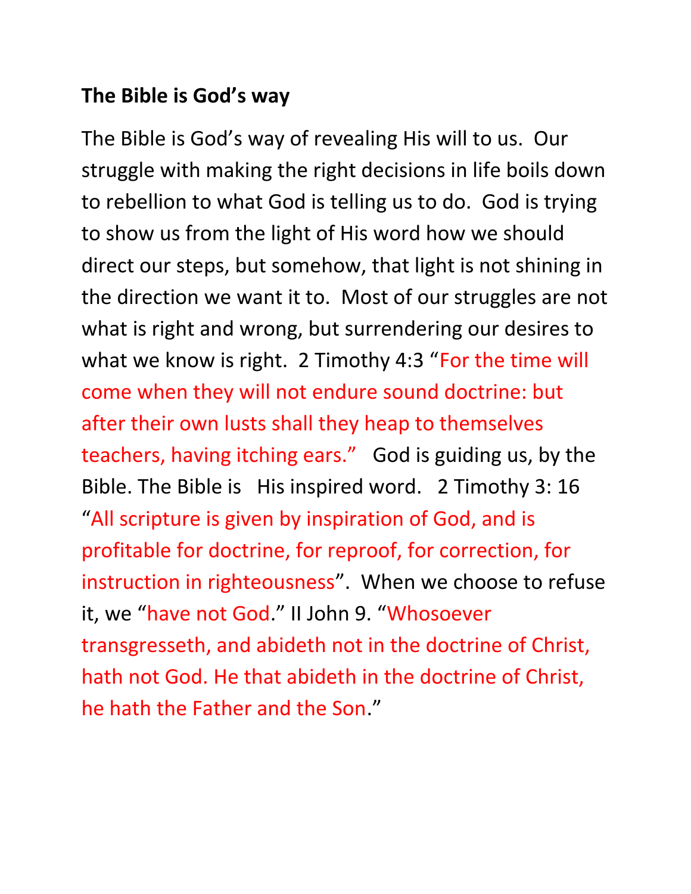**The Bible is God's way**

The Bible is God's way of revealing His will to us. Our struggle with making the right decisions in life boils down to rebellion to what God is telling us to do. God is trying to show us from the light of His word how we should direct our steps, but somehow, that light is not shining in the direction we want it to. Most of our struggles are not what is right and wrong, but surrendering our desires to what we know is right. 2 Timothy 4:3 "For the time will come when they will not endure sound doctrine: but after their own lusts shall they heap to themselves teachers, having itching ears." God is guiding us, by the Bible. The Bible is His inspired word. 2 Timothy 3: 16 "All scripture is given by inspiration of God, and is profitable for doctrine, for reproof, for correction, for instruction in righteousness". When we choose to refuse it, we "have not God." II John 9. "Whosoever transgresseth, and abideth not in the doctrine of Christ, hath not God. He that abideth in the doctrine of Christ, he hath the Father and the Son."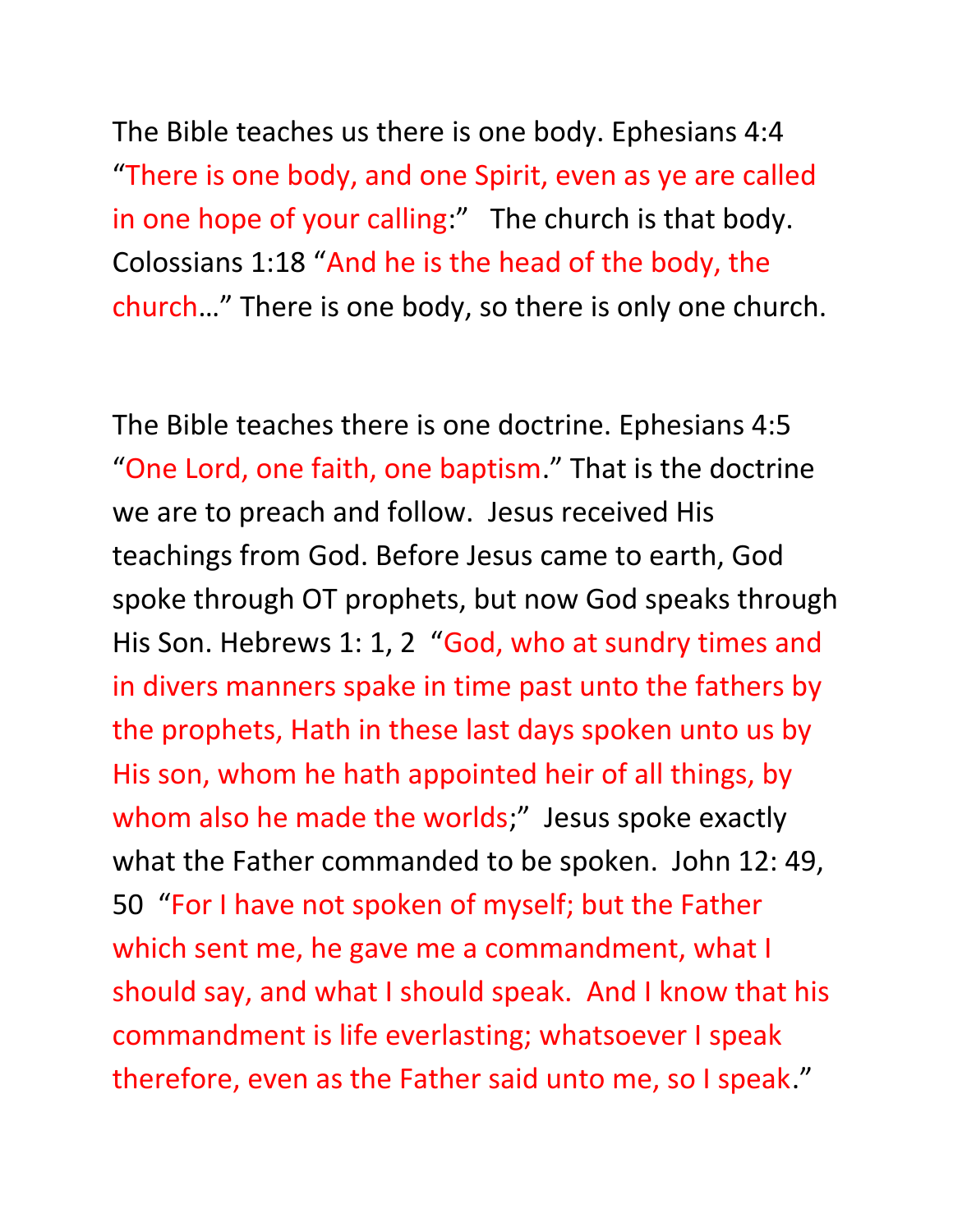The Bible teaches us there is one body. Ephesians 4:4 "There is one body, and one Spirit, even as ye are called in one hope of your calling:" The church is that body. Colossians 1:18 "And he is the head of the body, the church…" There is one body, so there is only one church.

The Bible teaches there is one doctrine. Ephesians 4:5 "One Lord, one faith, one baptism." That is the doctrine we are to preach and follow. Jesus received His teachings from God. Before Jesus came to earth, God spoke through OT prophets, but now God speaks through His Son. Hebrews 1: 1, 2 "God, who at sundry times and in divers manners spake in time past unto the fathers by the prophets, Hath in these last days spoken unto us by His son, whom he hath appointed heir of all things, by whom also he made the worlds;" Jesus spoke exactly what the Father commanded to be spoken. John 12: 49, 50 "For I have not spoken of myself; but the Father which sent me, he gave me a commandment, what I should say, and what I should speak. And I know that his commandment is life everlasting; whatsoever I speak therefore, even as the Father said unto me, so I speak."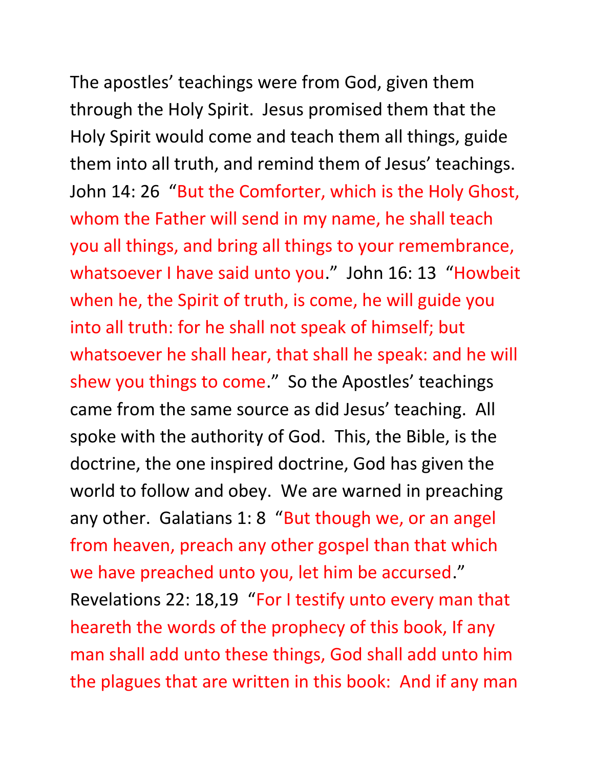The apostles' teachings were from God, given them through the Holy Spirit. Jesus promised them that the Holy Spirit would come and teach them all things, guide them into all truth, and remind them of Jesus' teachings. John 14: 26 "But the Comforter, which is the Holy Ghost, whom the Father will send in my name, he shall teach you all things, and bring all things to your remembrance, whatsoever I have said unto you." John 16: 13 "Howbeit when he, the Spirit of truth, is come, he will guide you into all truth: for he shall not speak of himself; but whatsoever he shall hear, that shall he speak: and he will shew you things to come." So the Apostles' teachings came from the same source as did Jesus' teaching. All spoke with the authority of God. This, the Bible, is the doctrine, the one inspired doctrine, God has given the world to follow and obey. We are warned in preaching any other. Galatians 1: 8 "But though we, or an angel from heaven, preach any other gospel than that which we have preached unto you, let him be accursed." Revelations 22: 18,19 "For I testify unto every man that heareth the words of the prophecy of this book, If any man shall add unto these things, God shall add unto him the plagues that are written in this book: And if any man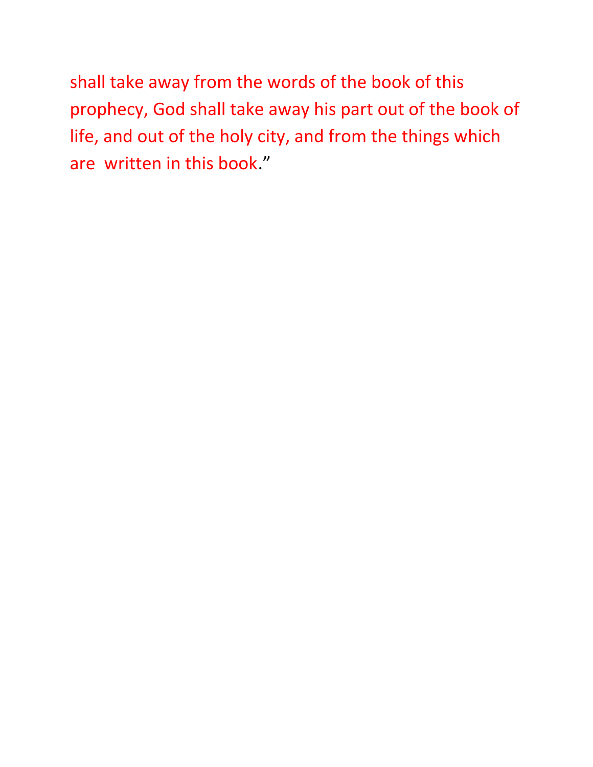shall take away from the words of the book of this prophecy, God shall take away his part out of the book of life, and out of the holy city, and from the things which are written in this book."